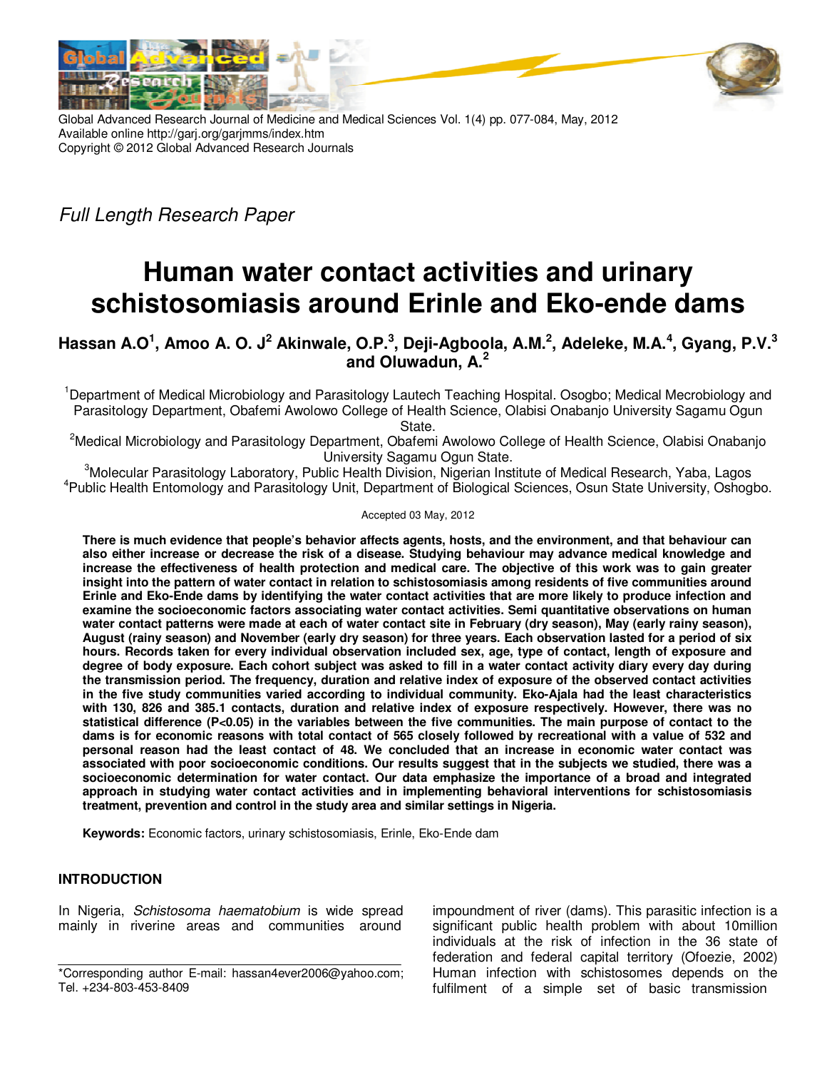Global Advanced Research Journal of Medicine and Medical Sciences Vol. 1(4) pp. 077-084, May, 2012
Available online http://garj.org/garjmms/index.htm
Copyright © 2012 Global Advanced Research Journals

*Full Length Research Paper*

# Human water contact activities and urinary schistosomiasis around Erinle and Eko-ende dams

**Hassan A.O[1], Amoo A. O. J[2] Akinwale, O.P.[3], Deji-Agboola, A.M.[2], Adeleke, M.A.[4], Gyang, P.V.[3] and Oluwadun, A.[2]**

[1]Department of Medical Microbiology and Parasitology Lautech Teaching Hospital. Osogbo; Medical Mecrobiology and Parasitology Department, Obafemi Awolowo College of Health Science, Olabisi Onabanjo University Sagamu Ogun State.

[2]Medical Microbiology and Parasitology Department, Obafemi Awolowo College of Health Science, Olabisi Onabanjo University Sagamu Ogun State.

[3]Molecular Parasitology Laboratory, Public Health Division, Nigerian Institute of Medical Research, Yaba, Lagos

[4]Public Health Entomology and Parasitology Unit, Department of Biological Sciences, Osun State University, Oshogbo.

Accepted 03 May, 2012

**There is much evidence that people's behavior affects agents, hosts, and the environment, and that behaviour can also either increase or decrease the risk of a disease. Studying behaviour may advance medical knowledge and increase the effectiveness of health protection and medical care. The objective of this work was to gain greater insight into the pattern of water contact in relation to schistosomiasis among residents of five communities around Erinle and Eko-Ende dams by identifying the water contact activities that are more likely to produce infection and examine the socioeconomic factors associating water contact activities. Semi quantitative observations on human water contact patterns were made at each of water contact site in February (dry season), May (early rainy season), August (rainy season) and November (early dry season) for three years. Each observation lasted for a period of six hours. Records taken for every individual observation included sex, age, type of contact, length of exposure and degree of body exposure. Each cohort subject was asked to fill in a water contact activity diary every day during the transmission period. The frequency, duration and relative index of exposure of the observed contact activities in the five study communities varied according to individual community. Eko-Ajala had the least characteristics with 130, 826 and 385.1 contacts, duration and relative index of exposure respectively. However, there was no statistical difference ($P<0.05$) in the variables between the five communities. The main purpose of contact to the dams is for economic reasons with total contact of 565 closely followed by recreational with a value of 532 and personal reason had the least contact of 48. We concluded that an increase in economic water contact was associated with poor socioeconomic conditions. Our results suggest that in the subjects we studied, there was a socioeconomic determination for water contact. Our data emphasize the importance of a broad and integrated approach in studying water contact activities and in implementing behavioral interventions for schistosomiasis treatment, prevention and control in the study area and similar settings in Nigeria.**

**Keywords:** Economic factors, urinary schistosomiasis, Erinle, Eko-Ende dam

## INTRODUCTION

In Nigeria, *Schistosoma haematobium* is wide spread mainly in riverine areas and communities around impoundment of river (dams). This parasitic infection is a significant public health problem with about 10million individuals at the risk of infection in the 36 state of federation and federal capital territory (Ofoezie, 2002) Human infection with schistosomes depends on the fulfilment of a simple set of basic transmission

*Corresponding author E-mail: hassan4ever2006@yahoo.com; Tel. +234-803-453-8409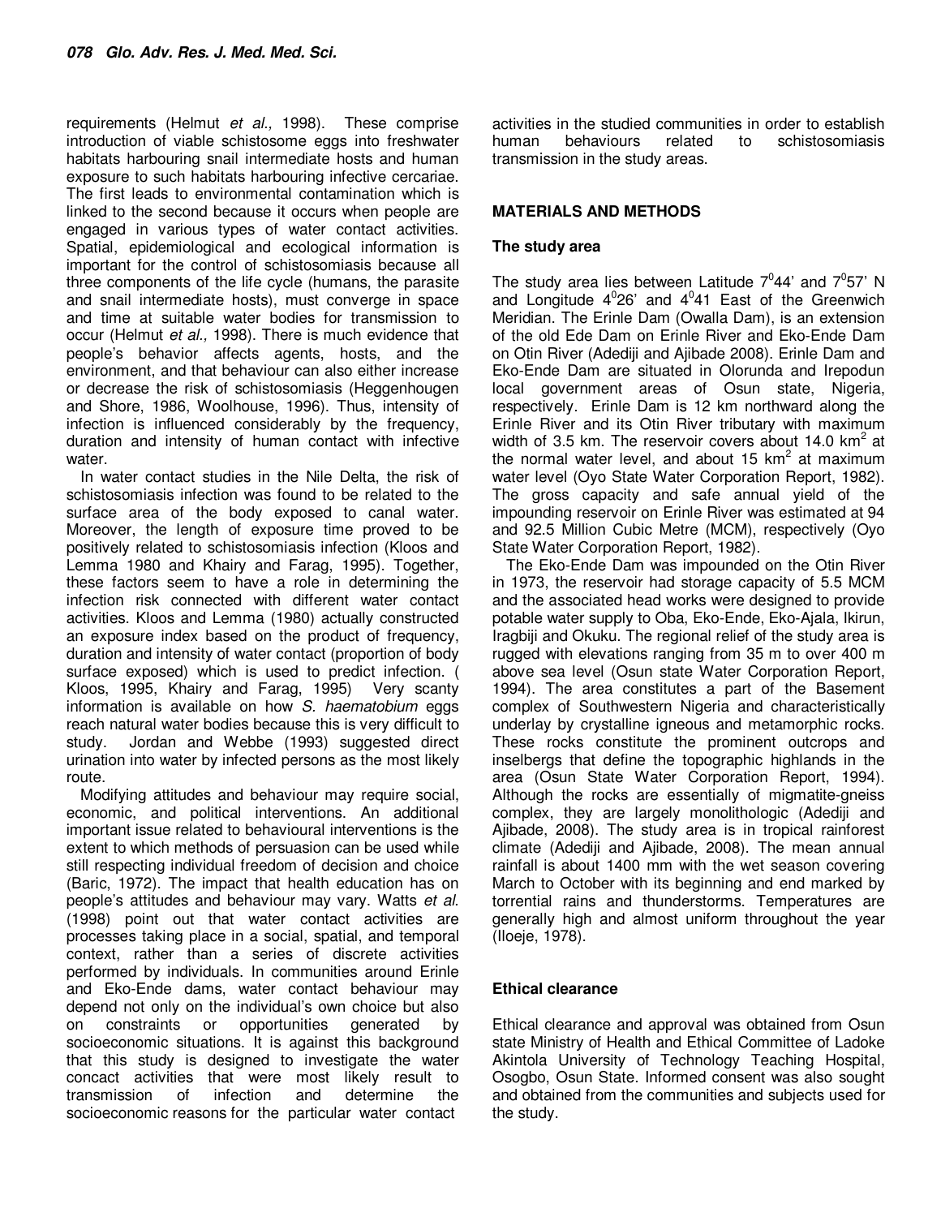requirements (Helmut *et al.,* 1998). These comprise introduction of viable schistosome eggs into freshwater habitats harbouring snail intermediate hosts and human exposure to such habitats harbouring infective cercariae. The first leads to environmental contamination which is linked to the second because it occurs when people are engaged in various types of water contact activities. Spatial, epidemiological and ecological information is important for the control of schistosomiasis because all three components of the life cycle (humans, the parasite and snail intermediate hosts), must converge in space and time at suitable water bodies for transmission to occur (Helmut *et al.,* 1998). There is much evidence that people's behavior affects agents, hosts, and the environment, and that behaviour can also either increase or decrease the risk of schistosomiasis (Heggenhougen and Shore, 1986, Woolhouse, 1996). Thus, intensity of infection is influenced considerably by the frequency, duration and intensity of human contact with infective water.

In water contact studies in the Nile Delta, the risk of schistosomiasis infection was found to be related to the surface area of the body exposed to canal water. Moreover, the length of exposure time proved to be positively related to schistosomiasis infection (Kloos and Lemma 1980 and Khairy and Farag, 1995). Together, these factors seem to have a role in determining the infection risk connected with different water contact activities. Kloos and Lemma (1980) actually constructed an exposure index based on the product of frequency, duration and intensity of water contact (proportion of body surface exposed) which is used to predict infection. ( Kloos, 1995, Khairy and Farag, 1995) Very scanty information is available on how *S. haematobium* eggs reach natural water bodies because this is very difficult to study. Jordan and Webbe (1993) suggested direct urination into water by infected persons as the most likely route.

Modifying attitudes and behaviour may require social, economic, and political interventions. An additional important issue related to behavioural interventions is the extent to which methods of persuasion can be used while still respecting individual freedom of decision and choice (Baric, 1972). The impact that health education has on people's attitudes and behaviour may vary. Watts *et al*. (1998) point out that water contact activities are processes taking place in a social, spatial, and temporal context, rather than a series of discrete activities performed by individuals. In communities around Erinle and Eko-Ende dams, water contact behaviour may depend not only on the individual's own choice but also on constraints or opportunities generated by socioeconomic situations. It is against this background that this study is designed to investigate the water concact activities that were most likely result to transmission of infection and determine the socioeconomic reasons for the particular water contact activities in the studied communities in order to establish human behaviours related to schistosomiasis transmission in the study areas.

## MATERIALS AND METHODS

### The study area

The study area lies between Latitude $7^0 44'$ and $7^0 57'$ N and Longitude $4^0 26'$ and $4^0 41$ East of the Greenwich Meridian. The Erinle Dam (Owalla Dam), is an extension of the old Ede Dam on Erinle River and Eko-Ende Dam on Otin River (Adediji and Ajibade 2008). Erinle Dam and Eko-Ende Dam are situated in Olorunda and Irepodun local government areas of Osun state, Nigeria, respectively. Erinle Dam is 12 km northward along the Erinle River and its Otin River tributary with maximum width of 3.5 km. The reservoir covers about 14.0 $km^2$ at the normal water level, and about 15 $km^2$ at maximum water level (Oyo State Water Corporation Report, 1982). The gross capacity and safe annual yield of the impounding reservoir on Erinle River was estimated at 94 and 92.5 Million Cubic Metre (MCM), respectively (Oyo State Water Corporation Report, 1982).

The Eko-Ende Dam was impounded on the Otin River in 1973, the reservoir had storage capacity of 5.5 MCM and the associated head works were designed to provide potable water supply to Oba, Eko-Ende, Eko-Ajala, Ikirun, Iragbiji and Okuku. The regional relief of the study area is rugged with elevations ranging from 35 m to over 400 m above sea level (Osun state Water Corporation Report, 1994). The area constitutes a part of the Basement complex of Southwestern Nigeria and characteristically underlay by crystalline igneous and metamorphic rocks. These rocks constitute the prominent outcrops and inselbergs that define the topographic highlands in the area (Osun State Water Corporation Report, 1994). Although the rocks are essentially of migmatite-gneiss complex, they are largely monolithologic (Adediji and Ajibade, 2008). The study area is in tropical rainforest climate (Adediji and Ajibade, 2008). The mean annual rainfall is about 1400 mm with the wet season covering March to October with its beginning and end marked by torrential rains and thunderstorms. Temperatures are generally high and almost uniform throughout the year (Iloeje, 1978).

### Ethical clearance

Ethical clearance and approval was obtained from Osun state Ministry of Health and Ethical Committee of Ladoke Akintola University of Technology Teaching Hospital, Osogbo, Osun State. Informed consent was also sought and obtained from the communities and subjects used for the study.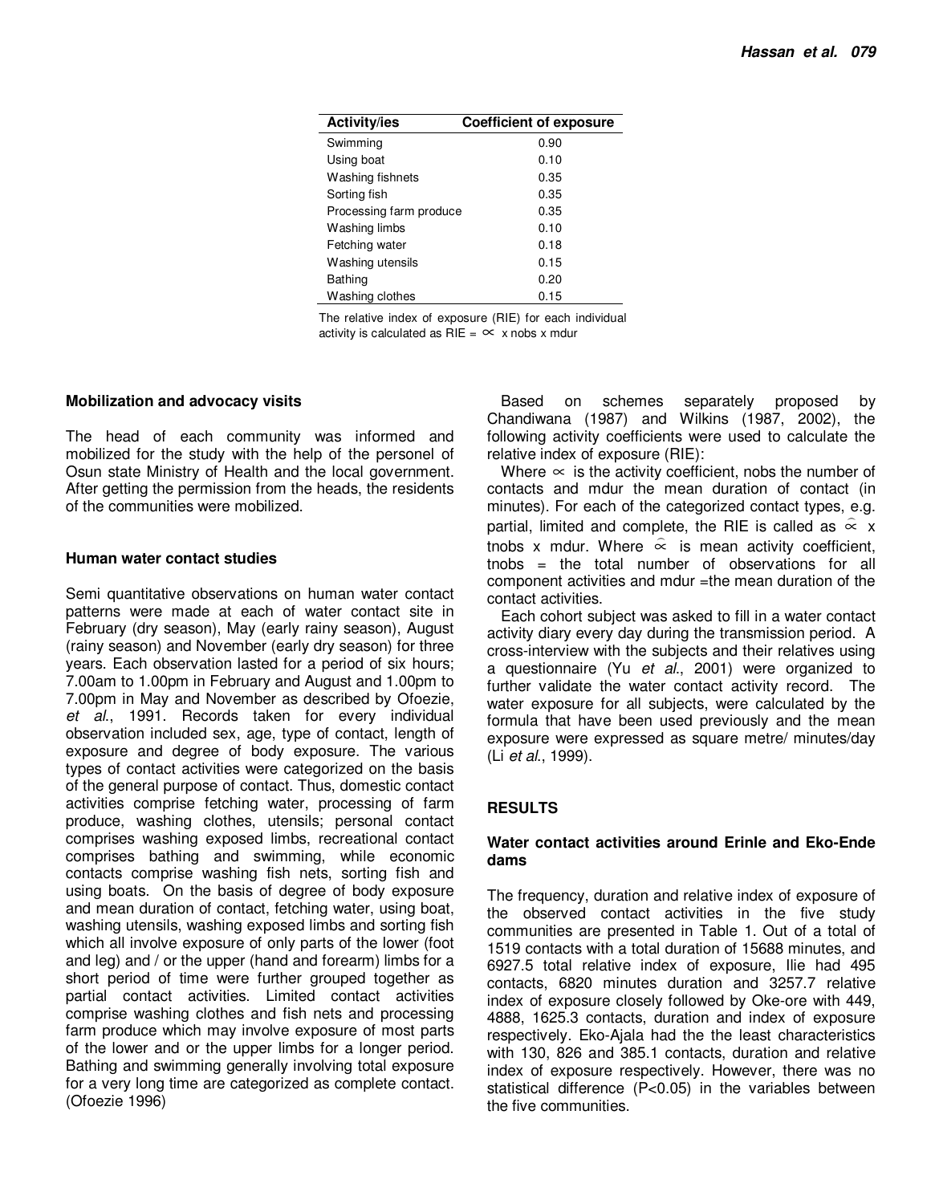| Activity/ies | Coefficient of exposure |
|---|---|
| Swimming | 0.90 |
| Using boat | 0.10 |
| Washing fishnets | 0.35 |
| Sorting fish | 0.35 |
| Processing farm produce | 0.35 |
| Washing limbs | 0.10 |
| Fetching water | 0.18 |
| Washing utensils | 0.15 |
| Bathing | 0.20 |
| Washing clothes | 0.15 |

The relative index of exposure (RIE) for each individual activity is calculated as RIE = $\propto$ x nobs x mdur

### Mobilization and advocacy visits

The head of each community was informed and mobilized for the study with the help of the personel of Osun state Ministry of Health and the local government. After getting the permission from the heads, the residents of the communities were mobilized.

### Human water contact studies

Semi quantitative observations on human water contact patterns were made at each of water contact site in February (dry season), May (early rainy season), August (rainy season) and November (early dry season) for three years. Each observation lasted for a period of six hours; 7.00am to 1.00pm in February and August and 1.00pm to 7.00pm in May and November as described by Ofoezie, *et al*., 1991. Records taken for every individual observation included sex, age, type of contact, length of exposure and degree of body exposure. The various types of contact activities were categorized on the basis of the general purpose of contact. Thus, domestic contact activities comprise fetching water, processing of farm produce, washing clothes, utensils; personal contact comprises washing exposed limbs, recreational contact comprises bathing and swimming, while economic contacts comprise washing fish nets, sorting fish and using boats. On the basis of degree of body exposure and mean duration of contact, fetching water, using boat, washing utensils, washing exposed limbs and sorting fish which all involve exposure of only parts of the lower (foot and leg) and / or the upper (hand and forearm) limbs for a short period of time were further grouped together as partial contact activities. Limited contact activities comprise washing clothes and fish nets and processing farm produce which may involve exposure of most parts of the lower and or the upper limbs for a longer period. Bathing and swimming generally involving total exposure for a very long time are categorized as complete contact. (Ofoezie 1996)

Based on schemes separately proposed by Chandiwana (1987) and Wilkins (1987, 2002), the following activity coefficients were used to calculate the relative index of exposure (RIE):

Where $\propto$ is the activity coefficient, nobs the number of contacts and mdur the mean duration of contact (in minutes). For each of the categorized contact types, e.g. partial, limited and complete, the RIE is called as $\hat{\propto}$ x tnobs x mdur. Where $\hat{\propto}$ is mean activity coefficient, tnobs = the total number of observations for all component activities and mdur =the mean duration of the contact activities.

Each cohort subject was asked to fill in a water contact activity diary every day during the transmission period. A cross-interview with the subjects and their relatives using a questionnaire (Yu *et al*., 2001) were organized to further validate the water contact activity record. The water exposure for all subjects, were calculated by the formula that have been used previously and the mean exposure were expressed as square metre/ minutes/day (Li *et al*., 1999).

## RESULTS

### Water contact activities around Erinle and Eko-Ende dams

The frequency, duration and relative index of exposure of the observed contact activities in the five study communities are presented in Table 1. Out of a total of 1519 contacts with a total duration of 15688 minutes, and 6927.5 total relative index of exposure, Ilie had 495 contacts, 6820 minutes duration and 3257.7 relative index of exposure closely followed by Oke-ore with 449, 4888, 1625.3 contacts, duration and index of exposure respectively. Eko-Ajala had the the least characteristics with 130, 826 and 385.1 contacts, duration and relative index of exposure respectively. However, there was no statistical difference ($P<0.05$) in the variables between the five communities.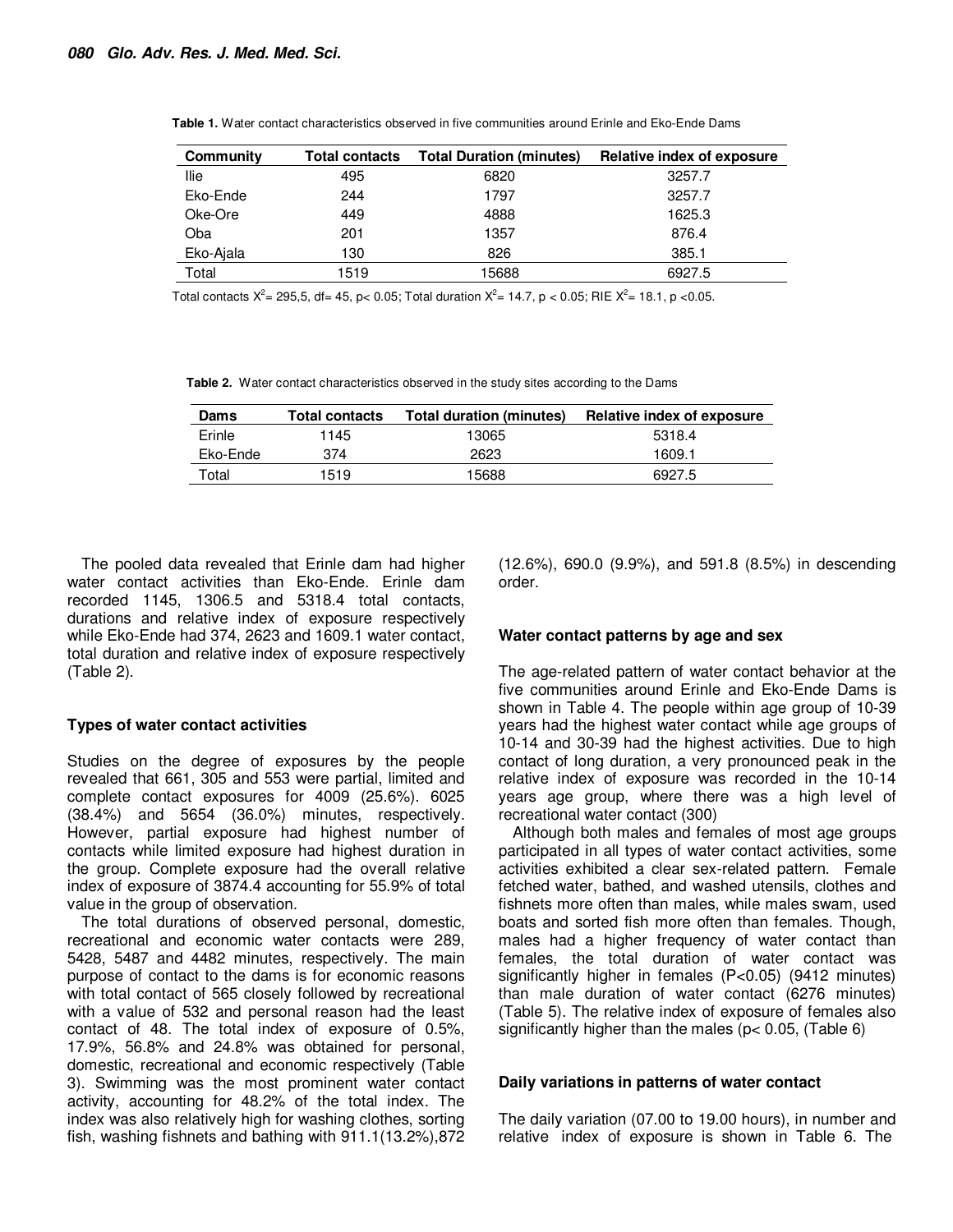**Table 1.** Water contact characteristics observed in five communities around Erinle and Eko-Ende Dams

| Community | Total contacts | Total Duration (minutes) | Relative index of exposure |
|---|---|---|---|
| Ilie | 495 | 6820 | 3257.7 |
| Eko-Ende | 244 | 1797 | 3257.7 |
| Oke-Ore | 449 | 4888 | 1625.3 |
| Oba | 201 | 1357 | 876.4 |
| Eko-Ajala | 130 | 826 | 385.1 |
| Total | 1519 | 15688 | 6927.5 |

Total contacts $X^2$= 295,5, df= 45, $p< 0.05$; Total duration $X^2$= 14.7, $p < 0.05$; RIE $X^2$= 18.1, $p <0.05$.

**Table 2.** Water contact characteristics observed in the study sites according to the Dams

| Dams | Total contacts | Total duration (minutes) | Relative index of exposure |
|---|---|---|---|
| Erinle | 1145 | 13065 | 5318.4 |
| Eko-Ende | 374 | 2623 | 1609.1 |
| Total | 1519 | 15688 | 6927.5 |

The pooled data revealed that Erinle dam had higher water contact activities than Eko-Ende. Erinle dam recorded 1145, 1306.5 and 5318.4 total contacts, durations and relative index of exposure respectively while Eko-Ende had 374, 2623 and 1609.1 water contact, total duration and relative index of exposure respectively (Table 2).

### Types of water contact activities

Studies on the degree of exposures by the people revealed that 661, 305 and 553 were partial, limited and complete contact exposures for 4009 (25.6%). 6025 (38.4%) and 5654 (36.0%) minutes, respectively. However, partial exposure had highest number of contacts while limited exposure had highest duration in the group. Complete exposure had the overall relative index of exposure of 3874.4 accounting for 55.9% of total value in the group of observation.

The total durations of observed personal, domestic, recreational and economic water contacts were 289, 5428, 5487 and 4482 minutes, respectively. The main purpose of contact to the dams is for economic reasons with total contact of 565 closely followed by recreational with a value of 532 and personal reason had the least contact of 48. The total index of exposure of 0.5%, 17.9%, 56.8% and 24.8% was obtained for personal, domestic, recreational and economic respectively (Table 3). Swimming was the most prominent water contact activity, accounting for 48.2% of the total index. The index was also relatively high for washing clothes, sorting fish, washing fishnets and bathing with 911.1(13.2%),872 (12.6%), 690.0 (9.9%), and 591.8 (8.5%) in descending order.

### Water contact patterns by age and sex

The age-related pattern of water contact behavior at the five communities around Erinle and Eko-Ende Dams is shown in Table 4. The people within age group of 10-39 years had the highest water contact while age groups of 10-14 and 30-39 had the highest activities. Due to high contact of long duration, a very pronounced peak in the relative index of exposure was recorded in the 10-14 years age group, where there was a high level of recreational water contact (300)

Although both males and females of most age groups participated in all types of water contact activities, some activities exhibited a clear sex-related pattern. Female fetched water, bathed, and washed utensils, clothes and fishnets more often than males, while males swam, used boats and sorted fish more often than females. Though, males had a higher frequency of water contact than females, the total duration of water contact was significantly higher in females ($P<0.05$) (9412 minutes) than male duration of water contact (6276 minutes) (Table 5). The relative index of exposure of females also significantly higher than the males ($p< 0.05$, (Table 6)

### Daily variations in patterns of water contact

The daily variation (07.00 to 19.00 hours), in number and relative index of exposure is shown in Table 6. The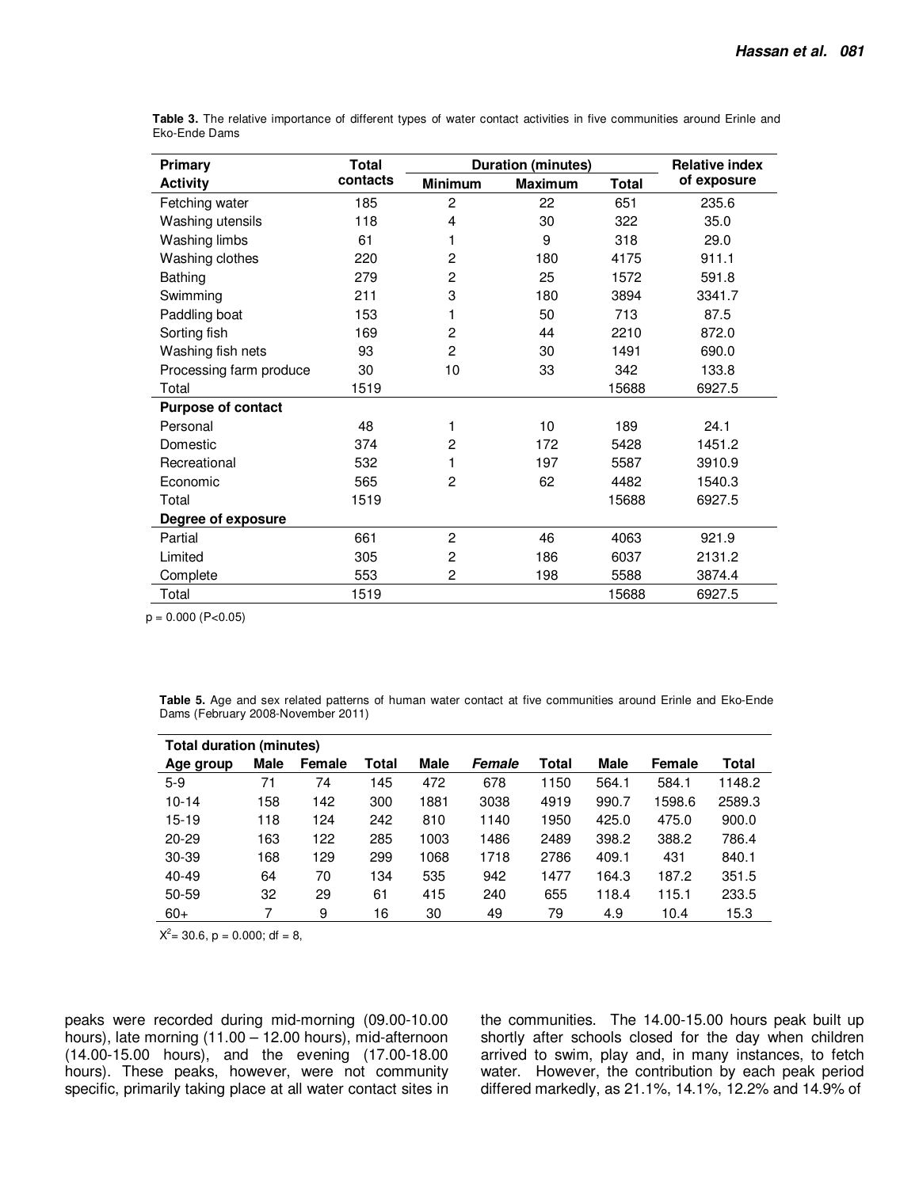**Table 3.** The relative importance of different types of water contact activities in five communities around Erinle and Eko-Ende Dams

| Primary Activity | Total contacts | Duration (minutes) | | | Relative index of exposure |
|---|---|---|---|---|---|
| | | Minimum | Maximum | Total | |
| Fetching water | 185 | 2 | 22 | 651 | 235.6 |
| Washing utensils | 118 | 4 | 30 | 322 | 35.0 |
| Washing limbs | 61 | 1 | 9 | 318 | 29.0 |
| Washing clothes | 220 | 2 | 180 | 4175 | 911.1 |
| Bathing | 279 | 2 | 25 | 1572 | 591.8 |
| Swimming | 211 | 3 | 180 | 3894 | 3341.7 |
| Paddling boat | 153 | 1 | 50 | 713 | 87.5 |
| Sorting fish | 169 | 2 | 44 | 2210 | 872.0 |
| Washing fish nets | 93 | 2 | 30 | 1491 | 690.0 |
| Processing farm produce | 30 | 10 | 33 | 342 | 133.8 |
| Total | 1519 | | | 15688 | 6927.5 |
| **Purpose of contact** | | | | | |
| Personal | 48 | 1 | 10 | 189 | 24.1 |
| Domestic | 374 | 2 | 172 | 5428 | 1451.2 |
| Recreational | 532 | 1 | 197 | 5587 | 3910.9 |
| Economic | 565 | 2 | 62 | 4482 | 1540.3 |
| Total | 1519 | | | 15688 | 6927.5 |
| **Degree of exposure** | | | | | |
| Partial | 661 | 2 | 46 | 4063 | 921.9 |
| Limited | 305 | 2 | 186 | 6037 | 2131.2 |
| Complete | 553 | 2 | 198 | 5588 | 3874.4 |
| Total | 1519 | | | 15688 | 6927.5 |

p = 0.000 ($P<0.05$)

**Table 5.** Age and sex related patterns of human water contact at five communities around Erinle and Eko-Ende Dams (February 2008-November 2011)

| Total duration (minutes) | | | | | | | | | |
|---|---|---|---|---|---|---|---|---|---|
| Age group | Male | Female | Total | Male | *Female* | Total | Male | Female | Total |
| 5-9 | 71 | 74 | 145 | 472 | 678 | 1150 | 564.1 | 584.1 | 1148.2 |
| 10-14 | 158 | 142 | 300 | 1881 | 3038 | 4919 | 990.7 | 1598.6 | 2589.3 |
| 15-19 | 118 | 124 | 242 | 810 | 1140 | 1950 | 425.0 | 475.0 | 900.0 |
| 20-29 | 163 | 122 | 285 | 1003 | 1486 | 2489 | 398.2 | 388.2 | 786.4 |
| 30-39 | 168 | 129 | 299 | 1068 | 1718 | 2786 | 409.1 | 431 | 840.1 |
| 40-49 | 64 | 70 | 134 | 535 | 942 | 1477 | 164.3 | 187.2 | 351.5 |
| 50-59 | 32 | 29 | 61 | 415 | 240 | 655 | 118.4 | 115.1 | 233.5 |
| 60+ | 7 | 9 | 16 | 30 | 49 | 79 | 4.9 | 10.4 | 15.3 |

$X^2$= 30.6, p = 0.000; df = 8,

peaks were recorded during mid-morning (09.00-10.00 hours), late morning (11.00 – 12.00 hours), mid-afternoon (14.00-15.00 hours), and the evening (17.00-18.00 hours). These peaks, however, were not community specific, primarily taking place at all water contact sites in the communities. The 14.00-15.00 hours peak built up shortly after schools closed for the day when children arrived to swim, play and, in many instances, to fetch water. However, the contribution by each peak period differed markedly, as 21.1%, 14.1%, 12.2% and 14.9% of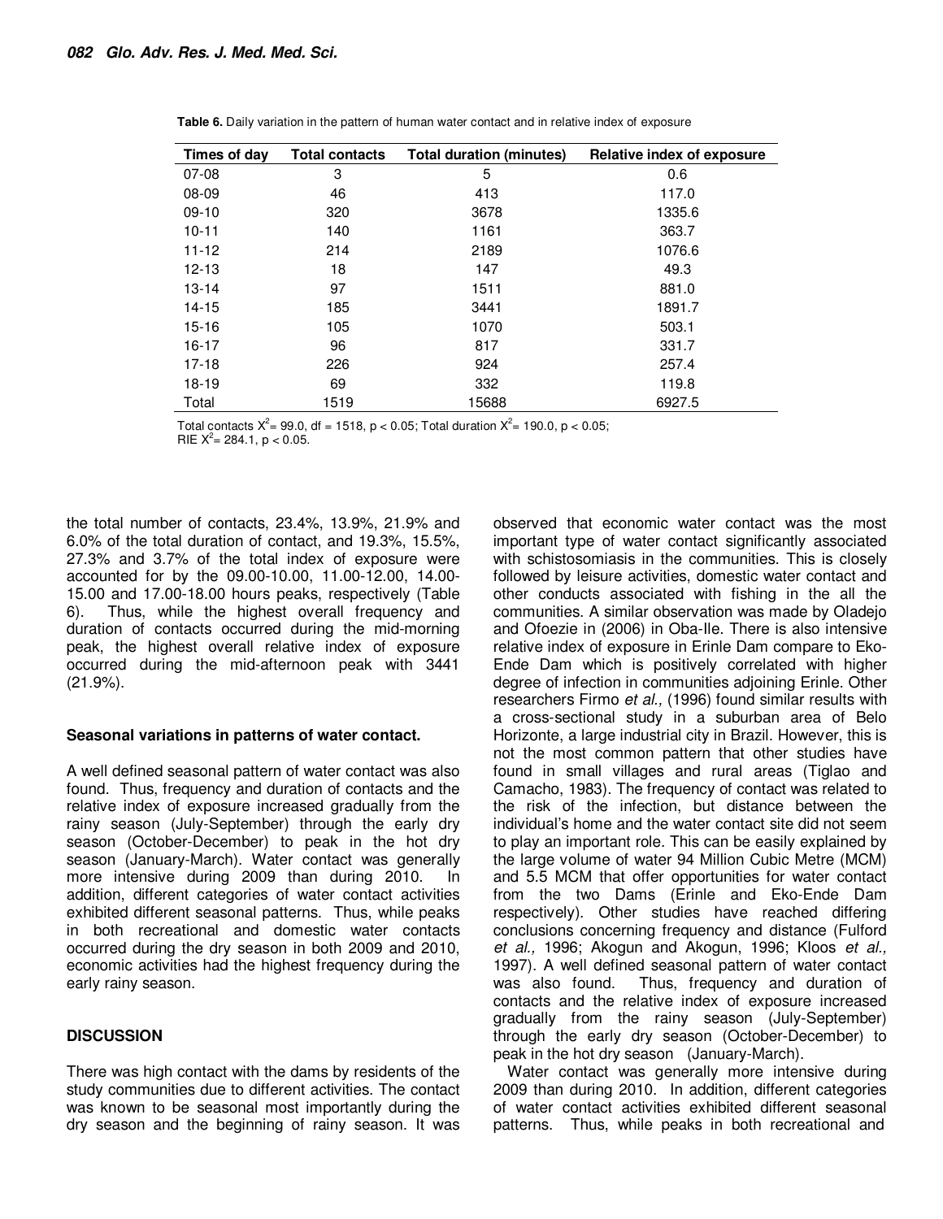**Table 6.** Daily variation in the pattern of human water contact and in relative index of exposure

| Times of day | Total contacts | Total duration (minutes) | Relative index of exposure |
|---|---|---|---|
| 07-08 | 3 | 5 | 0.6 |
| 08-09 | 46 | 413 | 117.0 |
| 09-10 | 320 | 3678 | 1335.6 |
| 10-11 | 140 | 1161 | 363.7 |
| 11-12 | 214 | 2189 | 1076.6 |
| 12-13 | 18 | 147 | 49.3 |
| 13-14 | 97 | 1511 | 881.0 |
| 14-15 | 185 | 3441 | 1891.7 |
| 15-16 | 105 | 1070 | 503.1 |
| 16-17 | 96 | 817 | 331.7 |
| 17-18 | 226 | 924 | 257.4 |
| 18-19 | 69 | 332 | 119.8 |
| Total | 1519 | 15688 | 6927.5 |

Total contacts $X^2$= 99.0, df = 1518, $p < 0.05$; Total duration $X^2$= 190.0, $p < 0.05$; RIE $X^2$= 284.1, $p < 0.05$.

the total number of contacts, 23.4%, 13.9%, 21.9% and 6.0% of the total duration of contact, and 19.3%, 15.5%, 27.3% and 3.7% of the total index of exposure were accounted for by the 09.00-10.00, 11.00-12.00, 14.00-15.00 and 17.00-18.00 hours peaks, respectively (Table 6). Thus, while the highest overall frequency and duration of contacts occurred during the mid-morning peak, the highest overall relative index of exposure occurred during the mid-afternoon peak with 3441 (21.9%).

**Seasonal variations in patterns of water contact.**

A well defined seasonal pattern of water contact was also found. Thus, frequency and duration of contacts and the relative index of exposure increased gradually from the rainy season (July-September) through the early dry season (October-December) to peak in the hot dry season (January-March). Water contact was generally more intensive during 2009 than during 2010. In addition, different categories of water contact activities exhibited different seasonal patterns. Thus, while peaks in both recreational and domestic water contacts occurred during the dry season in both 2009 and 2010, economic activities had the highest frequency during the early rainy season.

## DISCUSSION

There was high contact with the dams by residents of the study communities due to different activities. The contact was known to be seasonal most importantly during the dry season and the beginning of rainy season. It was observed that economic water contact was the most important type of water contact significantly associated with schistosomiasis in the communities. This is closely followed by leisure activities, domestic water contact and other conducts associated with fishing in the all the communities. A similar observation was made by Oladejo and Ofoezie in (2006) in Oba-Ile. There is also intensive relative index of exposure in Erinle Dam compare to Eko-Ende Dam which is positively correlated with higher degree of infection in communities adjoining Erinle. Other researchers Firmo *et al.,* (1996) found similar results with a cross-sectional study in a suburban area of Belo Horizonte, a large industrial city in Brazil. However, this is not the most common pattern that other studies have found in small villages and rural areas (Tiglao and Camacho, 1983). The frequency of contact was related to the risk of the infection, but distance between the individual's home and the water contact site did not seem to play an important role. This can be easily explained by the large volume of water 94 Million Cubic Metre (MCM) and 5.5 MCM that offer opportunities for water contact from the two Dams (Erinle and Eko-Ende Dam respectively). Other studies have reached differing conclusions concerning frequency and distance (Fulford *et al.,* 1996; Akogun and Akogun, 1996; Kloos *et al.,* 1997). A well defined seasonal pattern of water contact was also found. Thus, frequency and duration of contacts and the relative index of exposure increased gradually from the rainy season (July-September) through the early dry season (October-December) to peak in the hot dry season (January-March).

Water contact was generally more intensive during 2009 than during 2010. In addition, different categories of water contact activities exhibited different seasonal patterns. Thus, while peaks in both recreational and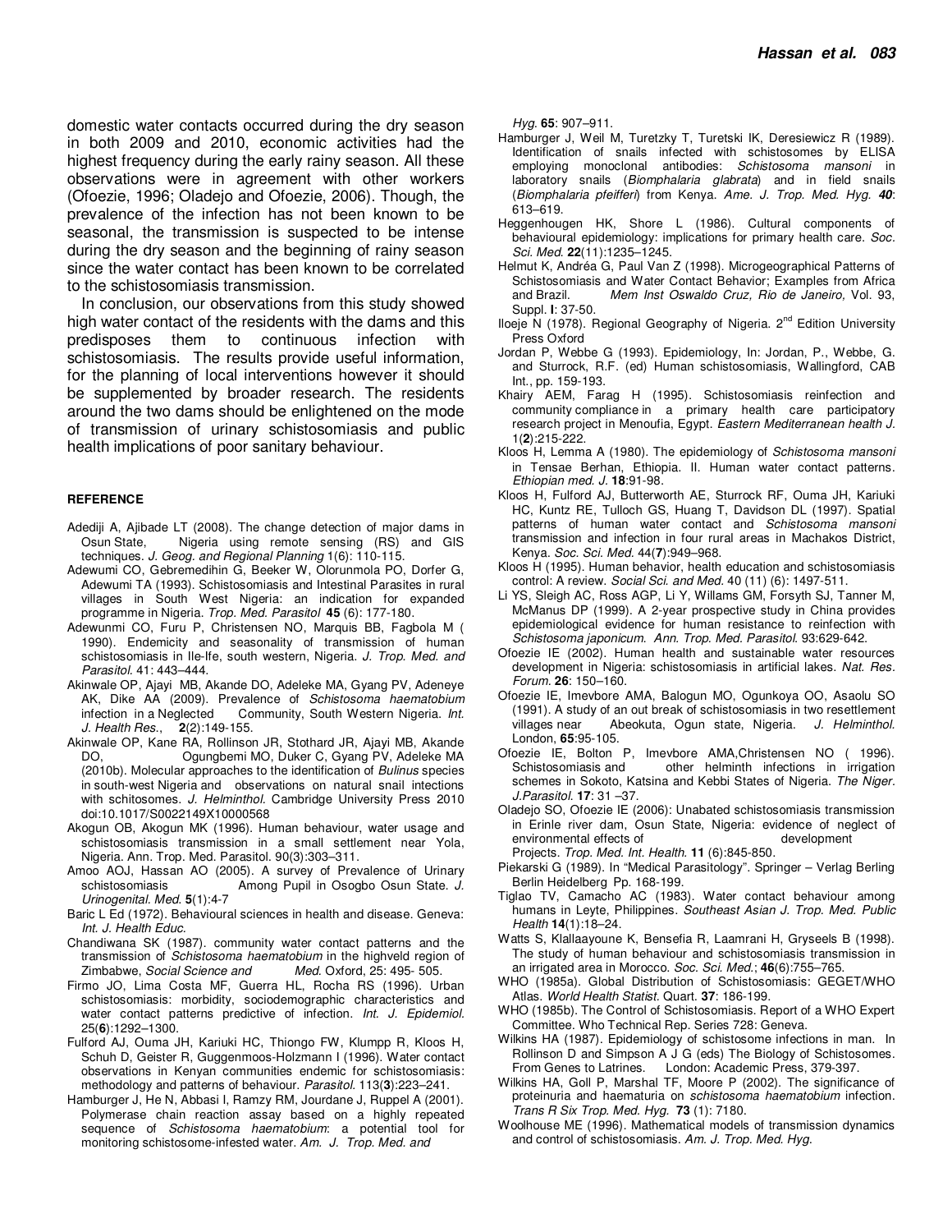domestic water contacts occurred during the dry season in both 2009 and 2010, economic activities had the highest frequency during the early rainy season. All these observations were in agreement with other workers (Ofoezie, 1996; Oladejo and Ofoezie, 2006). Though, the prevalence of the infection has not been known to be seasonal, the transmission is suspected to be intense during the dry season and the beginning of rainy season since the water contact has been known to be correlated to the schistosomiasis transmission.

In conclusion, our observations from this study showed high water contact of the residents with the dams and this predisposes them to continuous infection with schistosomiasis. The results provide useful information, for the planning of local interventions however it should be supplemented by broader research. The residents around the two dams should be enlightened on the mode of transmission of urinary schistosomiasis and public health implications of poor sanitary behaviour.

## REFERENCE

Adediji A, Ajibade LT (2008). The change detection of major dams in Osun State, Nigeria using remote sensing (RS) and GIS techniques. *J. Geog. and Regional Planning* 1(6): 110-115.

Adewumi CO, Gebremedihin G, Beeker W, Olorunmola PO, Dorfer G, Adewumi TA (1993). Schistosomiasis and Intestinal Parasites in rural villages in South West Nigeria: an indication for expanded programme in Nigeria. *Trop. Med. Parasitol* **45** (6): 177-180.

Adewunmi CO, Furu P, Christensen NO, Marquis BB, Fagbola M ( 1990). Endemicity and seasonality of transmission of human schistosomiasis in Ile-Ife, south western, Nigeria. *J. Trop. Med. and Parasitol.* 41: 443–444.

Akinwale OP, Ajayi MB, Akande DO, Adeleke MA, Gyang PV, Adeneye AK, Dike AA (2009). Prevalence of *Schistosoma haematobium* infection in a Neglected Community, South Western Nigeria. *Int. J. Health Res.*, **2**(2):149-155.

Akinwale OP, Kane RA, Rollinson JR, Stothard JR, Ajayi MB, Akande DO, Ogungbemi MO, Duker C, Gyang PV, Adeleke MA (2010b). Molecular approaches to the identification of *Bulinus* species in south-west Nigeria and observations on natural snail infections with schitosomes. *J. Helminthol.* Cambridge University Press 2010 doi:10.1017/S0022149X10000568

Akogun OB, Akogun MK (1996). Human behaviour, water usage and schistosomiasis transmission in a small settlement near Yola, Nigeria. Ann. Trop. Med. Parasitol. 90(3):303–311.

Amoo AOJ, Hassan AO (2005). A survey of Prevalence of Urinary schistosomiasis Among Pupil in Osogbo Osun State. *J. Urinogenital. Med.* **5**(1):4-7

Baric L Ed (1972). Behavioural sciences in health and disease. Geneva: *Int. J. Health Educ.*

Chandiwana SK (1987). community water contact patterns and the transmission of *Schistosoma haematobium* in the highveld region of Zimbabwe, *Social Science and Med.* Oxford, 25: 495- 505.

Firmo JO, Lima Costa MF, Guerra HL, Rocha RS (1996). Urban schistosomiasis: morbidity, sociodemographic characteristics and water contact patterns predictive of infection. *Int. J. Epidemiol.* 25(**6**):1292–1300.

Fulford AJ, Ouma JH, Kariuki HC, Thiongo FW, Klumpp R, Kloos H, Schuh D, Geister R, Guggenmoos-Holzmann I (1996). Water contact observations in Kenyan communities endemic for schistosomiasis: methodology and patterns of behaviour. *Parasitol.* 113(**3**):223–241.

Hamburger J, He N, Abbasi I, Ramzy RM, Jourdane J, Ruppel A (2001). Polymerase chain reaction assay based on a highly repeated sequence of *Schistosoma haematobium*: a potential tool for monitoring schistosome-infested water. *Am. J. Trop. Med. and Hyg.* **65**: 907–911.

Hamburger J, Weil M, Turetzky T, Turetski IK, Deresiewicz R (1989). Identification of snails infected with schistosomes by ELISA employing monoclonal antibodies: *Schistosoma mansoni* in laboratory snails (*Biomphalaria glabrata*) and in field snails (*Biomphalaria pfeifferi*) from Kenya. *Ame. J. Trop. Med. Hyg.* ***40***: 613–619.

Heggenhougen HK, Shore L (1986). Cultural components of behavioural epidemiology: implications for primary health care. *Soc. Sci. Med.* **22**(11):1235–1245.

Helmut K, Andréa G, Paul Van Z (1998). Microgeographical Patterns of Schistosomiasis and Water Contact Behavior; Examples from Africa and Brazil. *Mem Inst Oswaldo Cruz, Rio de Janeiro,* Vol. 93, Suppl. **I**: 37-50.

Iloeje N (1978). Regional Geography of Nigeria. 2nd Edition University Press Oxford

Jordan P, Webbe G (1993). Epidemiology, In: Jordan, P., Webbe, G. and Sturrock, R.F. (ed) Human schistosomiasis, Wallingford, CAB Int., pp. 159-193.

Khairy AEM, Farag H (1995). Schistosomiasis reinfection and community compliance in a primary health care participatory research project in Menoufia, Egypt. *Eastern Mediterranean health J.* 1(**2**):215-222.

Kloos H, Lemma A (1980). The epidemiology of *Schistosoma mansoni* in Tensae Berhan, Ethiopia. II. Human water contact patterns. *Ethiopian med. J.* **18**:91-98.

Kloos H, Fulford AJ, Butterworth AE, Sturrock RF, Ouma JH, Kariuki HC, Kuntz RE, Tulloch GS, Huang T, Davidson DL (1997). Spatial patterns of human water contact and *Schistosoma mansoni* transmission and infection in four rural areas in Machakos District, Kenya. *Soc. Sci. Med.* 44(**7**):949–968.

Kloos H (1995). Human behavior, health education and schistosomiasis control: A review. *Social Sci. and Med.* 40 (11) (6): 1497-511.

Li YS, Sleigh AC, Ross AGP, Li Y, Willams GM, Forsyth SJ, Tanner M, McManus DP (1999). A 2-year prospective study in China provides epidemiological evidence for human resistance to reinfection with *Schistosoma japonicum. Ann. Trop. Med. Parasitol.* 93:629-642.

Ofoezie IE (2002). Human health and sustainable water resources development in Nigeria: schistosomiasis in artificial lakes. *Nat. Res. Forum.* **26**: 150–160.

Ofoezie IE, Imevbore AMA, Balogun MO, Ogunkoya OO, Asaolu SO (1991). A study of an out break of schistosomiasis in two resettlement villages near Abeokuta, Ogun state, Nigeria. *J. Helminthol.* London, **65**:95-105.

Ofoezie IE, Bolton P, Imevbore AMA,Christensen NO ( 1996). Schistosomiasis and other helminth infections in irrigation schemes in Sokoto, Katsina and Kebbi States of Nigeria. *The Niger. J.Parasitol.* **17**: 31 –37.

Oladejo SO, Ofoezie IE (2006): Unabated schistosomiasis transmission in Erinle river dam, Osun State, Nigeria: evidence of neglect of environmental effects of development Projects. *Trop. Med. Int. Health.* **11** (6):845-850.

Piekarski G (1989). In "Medical Parasitology". Springer – Verlag Berling Berlin Heidelberg Pp. 168-199.

Tiglao TV, Camacho AC (1983). Water contact behaviour among humans in Leyte, Philippines. *Southeast Asian J. Trop. Med. Public Health* **14**(1):18–24.

Watts S, Klallaayoune K, Bensefia R, Laamrani H, Gryseels B (1998). The study of human behaviour and schistosomiasis transmission in an irrigated area in Morocco. *Soc. Sci. Med.*; **46**(6):755–765.

WHO (1985a). Global Distribution of Schistosomiasis: GEGET/WHO Atlas. *World Health Statist.* Quart. **37**: 186-199.

WHO (1985b). The Control of Schistosomiasis. Report of a WHO Expert Committee. Who Technical Rep. Series 728: Geneva.

Wilkins HA (1987). Epidemiology of schistosome infections in man. In Rollinson D and Simpson A J G (eds) The Biology of Schistosomes. From Genes to Latrines. London: Academic Press, 379-397.

Wilkins HA, Goll P, Marshal TF, Moore P (2002). The significance of proteinuria and haematuria on *schistosoma haematobium* infection. *Trans R Six Trop. Med. Hyg.* **73** (1): 7180.

Woolhouse ME (1996). Mathematical models of transmission dynamics and control of schistosomiasis. *Am. J. Trop. Med. Hyg.*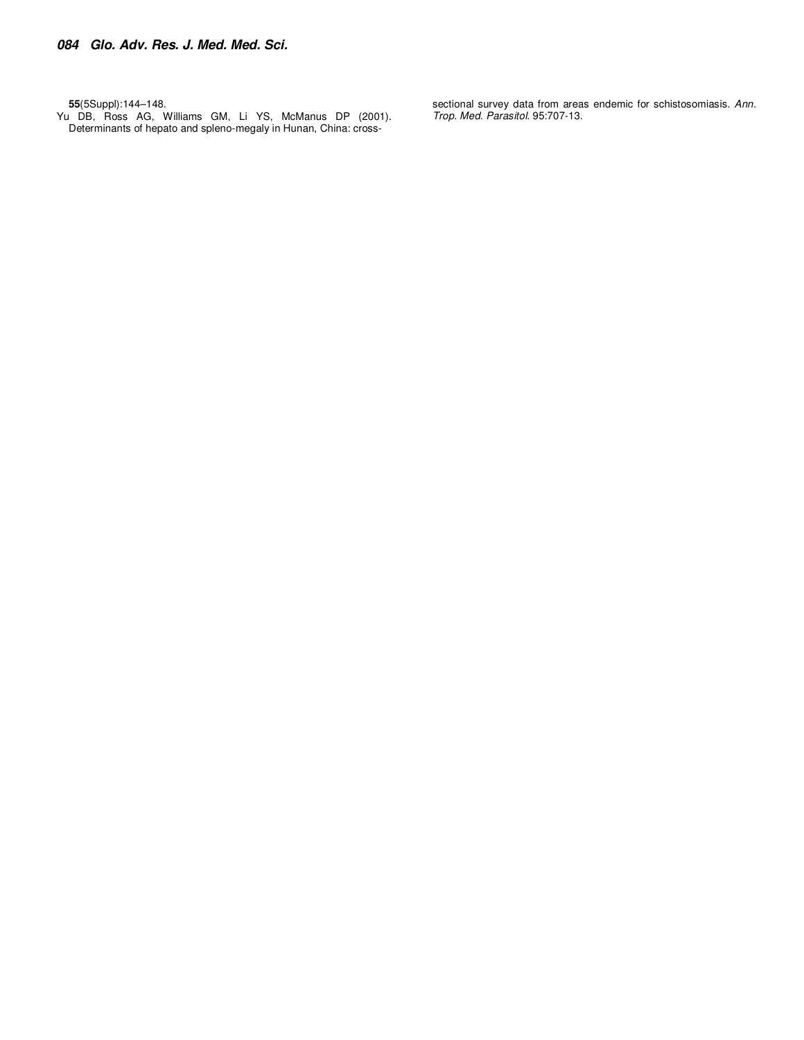**55**(5Suppl):144–148.

Yu DB, Ross AG, Williams GM, Li YS, McManus DP (2001). Determinants of hepato and spleno-megaly in Hunan, China: cross-sectional survey data from areas endemic for schistosomiasis. *Ann. Trop. Med. Parasitol.* 95:707-13.